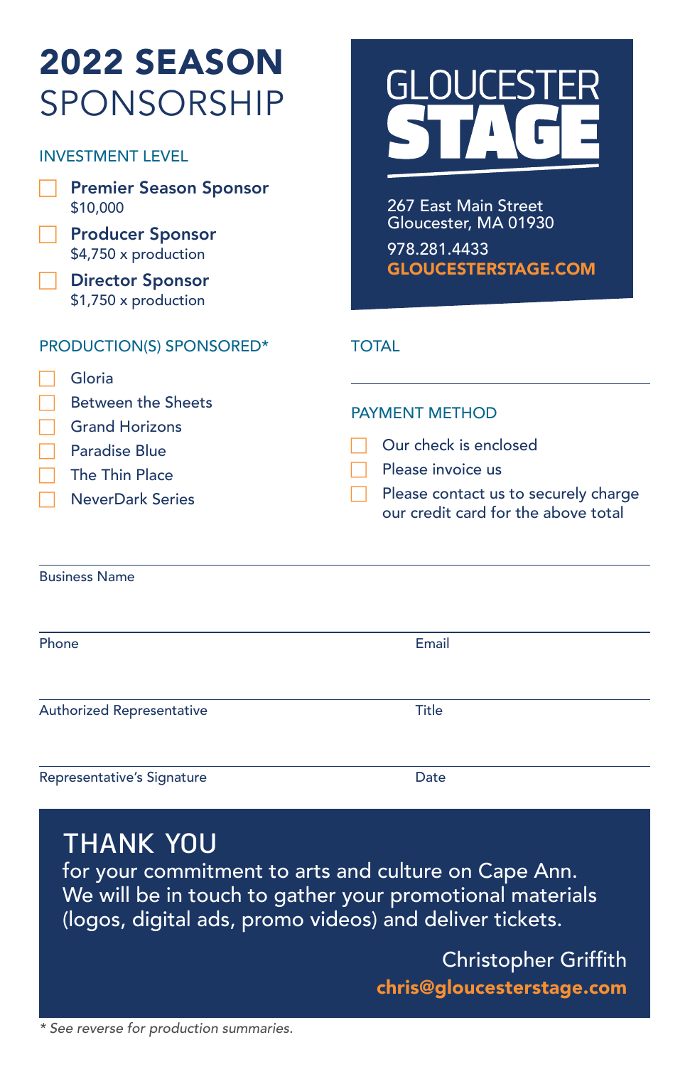# 2022 SEASON SPONSORSHIP

## INVESTMENT LEVEL

- ☐ **Premier Season Sponsor**
  $10,000
- ☐ **Producer Sponsor**
  $4,750 x production
- ☐ **Director Sponsor**
  $1,750 x production

## PRODUCTION(S) SPONSORED*

- ☐ Gloria
- ☐ Between the Sheets
- ☐ Grand Horizons
- ☐ Paradise Blue
- ☐ The Thin Place
- ☐ NeverDark Series

**GLOUCESTER STAGE**

267 East Main Street
Gloucester, MA 01930

978.281.4433
**GLOUCESTERSTAGE.COM**

## TOTAL

_______________

## PAYMENT METHOD

- ☐ Our check is enclosed
- ☐ Please invoice us
- ☐ Please contact us to securely charge our credit card for the above total

Business Name

Phone | Email

Authorized Representative | Title

Representative's Signature | Date

## THANK YOU

for your commitment to arts and culture on Cape Ann. We will be in touch to gather your promotional materials (logos, digital ads, promo videos) and deliver tickets.

Christopher Griffith
**chris@gloucesterstage.com**

*\* See reverse for production summaries.*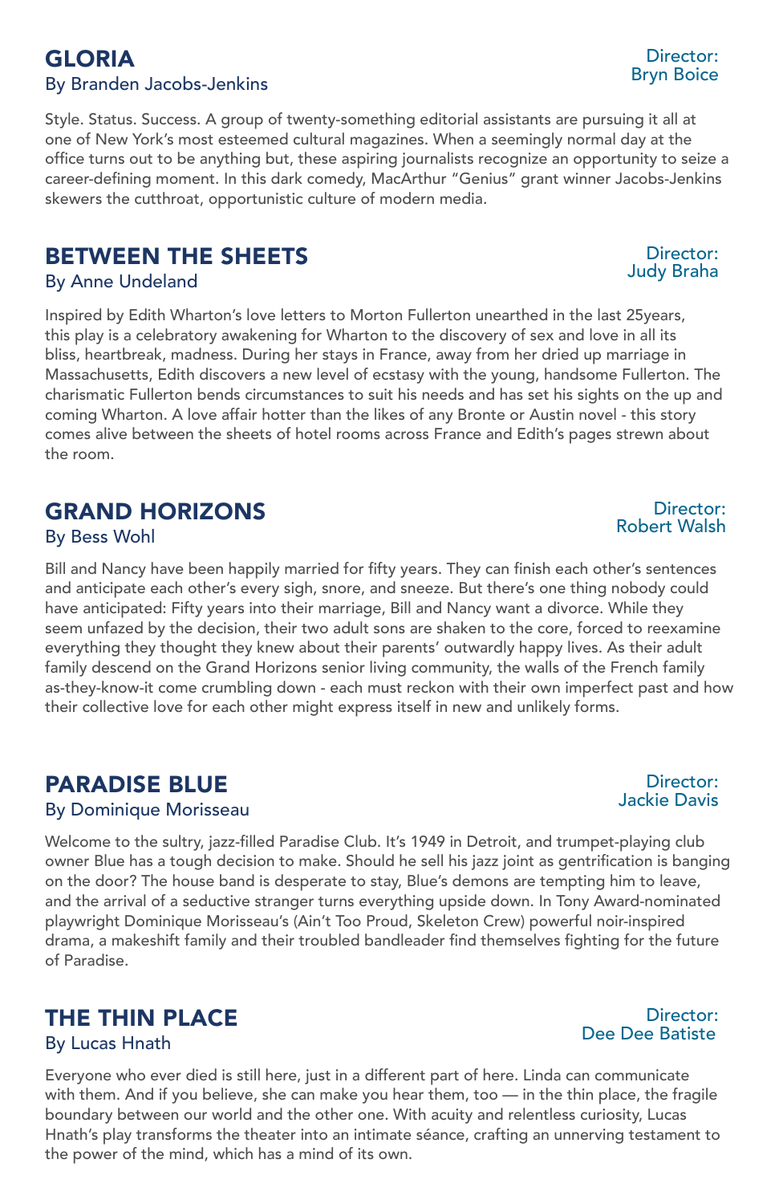## GLORIA

By Branden Jacobs-Jenkins

Director:
Bryn Boice

Style. Status. Success. A group of twenty-something editorial assistants are pursuing it all at one of New York's most esteemed cultural magazines. When a seemingly normal day at the office turns out to be anything but, these aspiring journalists recognize an opportunity to seize a career-defining moment. In this dark comedy, MacArthur "Genius" grant winner Jacobs-Jenkins skewers the cutthroat, opportunistic culture of modern media.

## BETWEEN THE SHEETS

By Anne Undeland

Director:
Judy Braha

Inspired by Edith Wharton's love letters to Morton Fullerton unearthed in the last 25years, this play is a celebratory awakening for Wharton to the discovery of sex and love in all its bliss, heartbreak, madness. During her stays in France, away from her dried up marriage in Massachusetts, Edith discovers a new level of ecstasy with the young, handsome Fullerton. The charismatic Fullerton bends circumstances to suit his needs and has set his sights on the up and coming Wharton. A love affair hotter than the likes of any Bronte or Austin novel - this story comes alive between the sheets of hotel rooms across France and Edith's pages strewn about the room.

## GRAND HORIZONS

By Bess Wohl

Director:
Robert Walsh

Bill and Nancy have been happily married for fifty years. They can finish each other's sentences and anticipate each other's every sigh, snore, and sneeze. But there's one thing nobody could have anticipated: Fifty years into their marriage, Bill and Nancy want a divorce. While they seem unfazed by the decision, their two adult sons are shaken to the core, forced to reexamine everything they thought they knew about their parents' outwardly happy lives. As their adult family descend on the Grand Horizons senior living community, the walls of the French family as-they-know-it come crumbling down - each must reckon with their own imperfect past and how their collective love for each other might express itself in new and unlikely forms.

## PARADISE BLUE

By Dominique Morisseau

Director:
Jackie Davis

Welcome to the sultry, jazz-filled Paradise Club. It's 1949 in Detroit, and trumpet-playing club owner Blue has a tough decision to make. Should he sell his jazz joint as gentrification is banging on the door? The house band is desperate to stay, Blue's demons are tempting him to leave, and the arrival of a seductive stranger turns everything upside down. In Tony Award-nominated playwright Dominique Morisseau's (Ain't Too Proud, Skeleton Crew) powerful noir-inspired drama, a makeshift family and their troubled bandleader find themselves fighting for the future of Paradise.

## THE THIN PLACE

By Lucas Hnath

Director:
Dee Dee Batiste

Everyone who ever died is still here, just in a different part of here. Linda can communicate with them. And if you believe, she can make you hear them, too — in the thin place, the fragile boundary between our world and the other one. With acuity and relentless curiosity, Lucas Hnath's play transforms the theater into an intimate séance, crafting an unnerving testament to the power of the mind, which has a mind of its own.